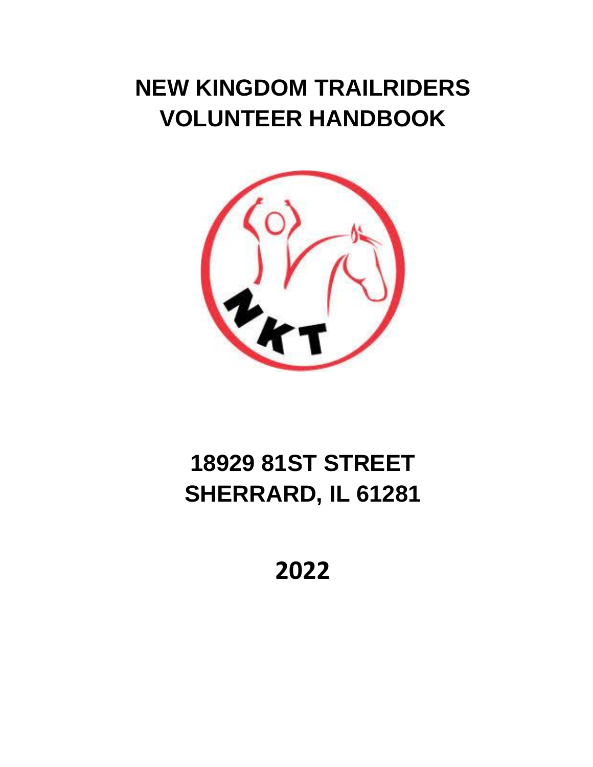# NEW KINGDOM TRAILRIDERS VOLUNTEER HANDBOOK

NKT

## 18929 81ST STREET SHERRARD, IL 61281

## 2022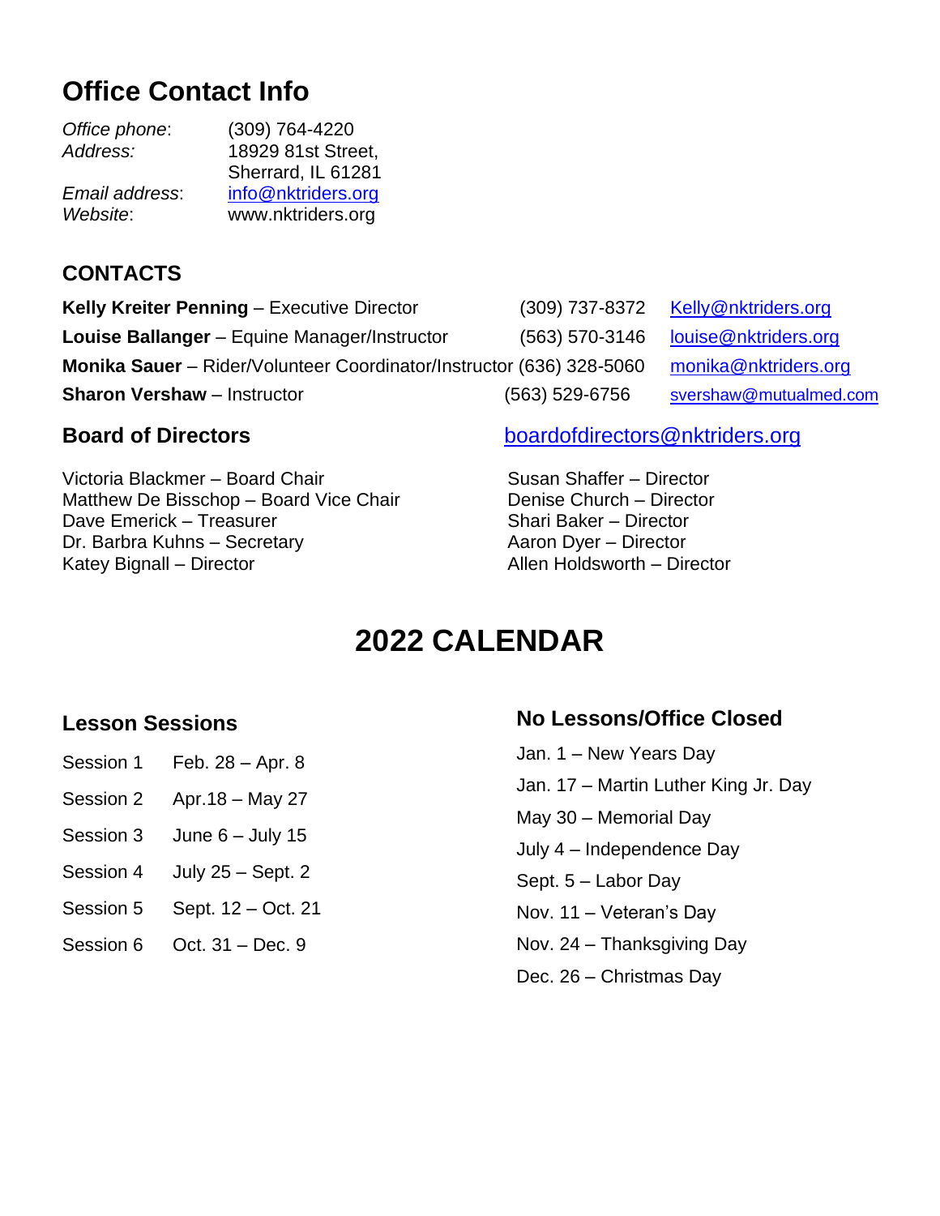# Office Contact Info

| | |
|---|---|
| *Office phone*: | (309) 764-4220 |
| *Address:* | 18929 81st Street, Sherrard, IL 61281 |
| *Email address*: | info@nktriders.org |
| *Website*: | www.nktriders.org |

## CONTACTS

| | | |
|---|---|---|
| **Kelly Kreiter Penning** – Executive Director | (309) 737-8372 | Kelly@nktriders.org |
| **Louise Ballanger** – Equine Manager/Instructor | (563) 570-3146 | louise@nktriders.org |
| **Monika Sauer** – Rider/Volunteer Coordinator/Instructor | (636) 328-5060 | monika@nktriders.org |
| **Sharon Vershaw** – Instructor | (563) 529-6756 | svershaw@mutualmed.com |

## Board of Directors

boardofdirectors@nktriders.org

Victoria Blackmer – Board Chair
Matthew De Bisschop – Board Vice Chair
Dave Emerick – Treasurer
Dr. Barbra Kuhns – Secretary
Katey Bignall – Director
Susan Shaffer – Director
Denise Church – Director
Shari Baker – Director
Aaron Dyer – Director
Allen Holdsworth – Director

# 2022 CALENDAR

## Lesson Sessions

| | |
|---|---|
| Session 1 | Feb. 28 – Apr. 8 |
| Session 2 | Apr.18 – May 27 |
| Session 3 | June 6 – July 15 |
| Session 4 | July 25 – Sept. 2 |
| Session 5 | Sept. 12 – Oct. 21 |
| Session 6 | Oct. 31 – Dec. 9 |

## No Lessons/Office Closed

Jan. 1 – New Years Day
Jan. 17 – Martin Luther King Jr. Day
May 30 – Memorial Day
July 4 – Independence Day
Sept. 5 – Labor Day
Nov. 11 – Veteran's Day
Nov. 24 – Thanksgiving Day
Dec. 26 – Christmas Day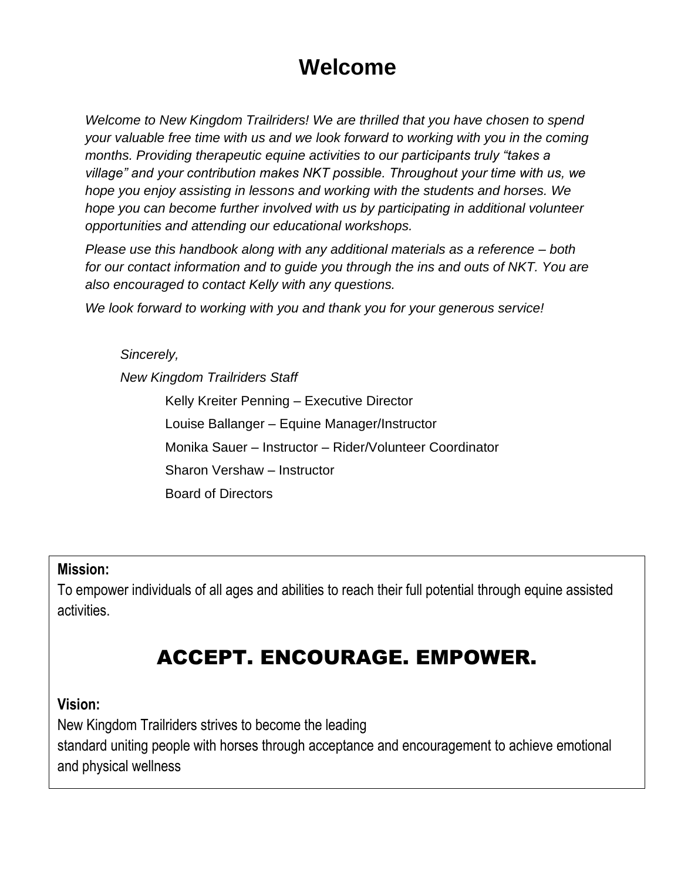# Welcome

*Welcome to New Kingdom Trailriders! We are thrilled that you have chosen to spend your valuable free time with us and we look forward to working with you in the coming months. Providing therapeutic equine activities to our participants truly "takes a village" and your contribution makes NKT possible. Throughout your time with us, we hope you enjoy assisting in lessons and working with the students and horses. We hope you can become further involved with us by participating in additional volunteer opportunities and attending our educational workshops.*

*Please use this handbook along with any additional materials as a reference – both for our contact information and to guide you through the ins and outs of NKT. You are also encouraged to contact Kelly with any questions.*

*We look forward to working with you and thank you for your generous service!*

*Sincerely,*

*New Kingdom Trailriders Staff*

Kelly Kreiter Penning – Executive Director

Louise Ballanger – Equine Manager/Instructor

Monika Sauer – Instructor – Rider/Volunteer Coordinator

Sharon Vershaw – Instructor

Board of Directors

**Mission:**
To empower individuals of all ages and abilities to reach their full potential through equine assisted activities.

## ACCEPT. ENCOURAGE. EMPOWER.

**Vision:**
New Kingdom Trailriders strives to become the leading
standard uniting people with horses through acceptance and encouragement to achieve emotional and physical wellness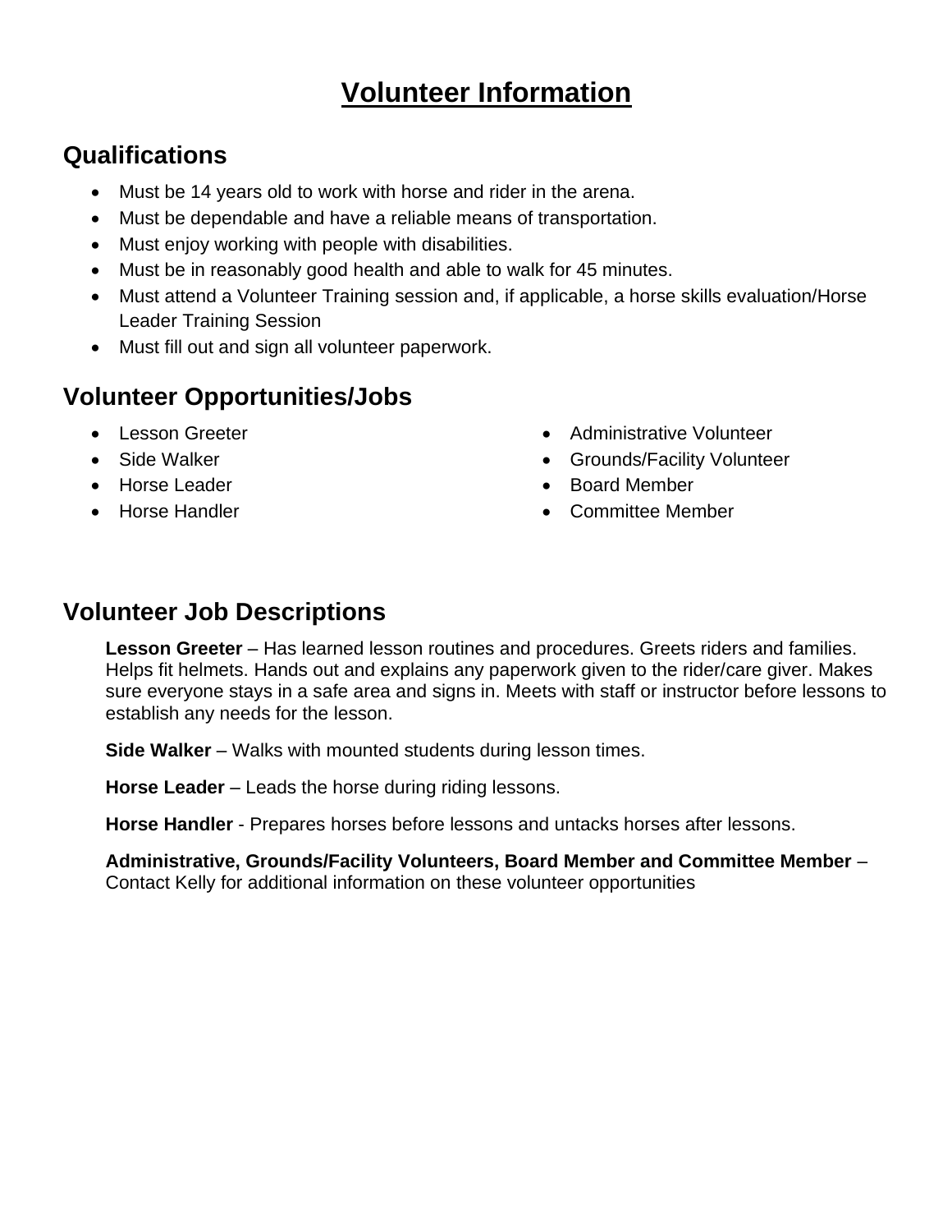# Volunteer Information

## Qualifications

- Must be 14 years old to work with horse and rider in the arena.
- Must be dependable and have a reliable means of transportation.
- Must enjoy working with people with disabilities.
- Must be in reasonably good health and able to walk for 45 minutes.
- Must attend a Volunteer Training session and, if applicable, a horse skills evaluation/Horse Leader Training Session
- Must fill out and sign all volunteer paperwork.

## Volunteer Opportunities/Jobs

- Lesson Greeter
- Side Walker
- Horse Leader
- Horse Handler
- Administrative Volunteer
- Grounds/Facility Volunteer
- Board Member
- Committee Member

## Volunteer Job Descriptions

**Lesson Greeter** – Has learned lesson routines and procedures. Greets riders and families. Helps fit helmets. Hands out and explains any paperwork given to the rider/care giver. Makes sure everyone stays in a safe area and signs in. Meets with staff or instructor before lessons to establish any needs for the lesson.

**Side Walker** – Walks with mounted students during lesson times.

**Horse Leader** – Leads the horse during riding lessons.

**Horse Handler** - Prepares horses before lessons and untacks horses after lessons.

**Administrative, Grounds/Facility Volunteers, Board Member and Committee Member** – Contact Kelly for additional information on these volunteer opportunities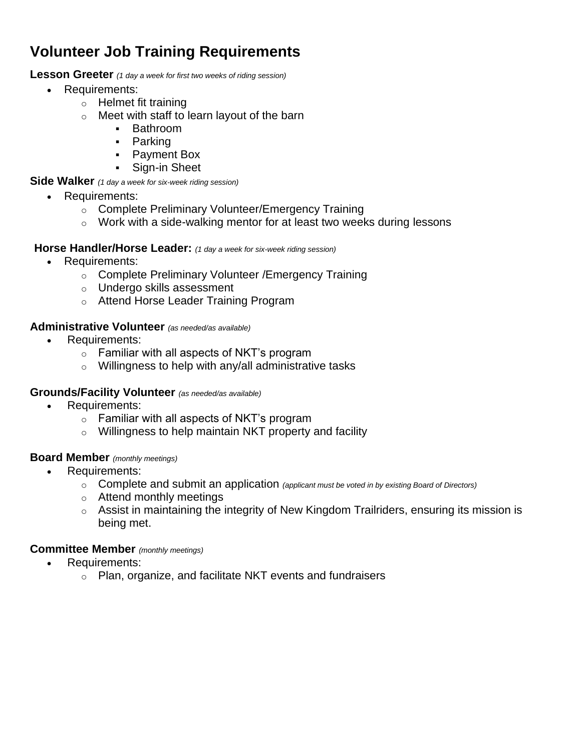# Volunteer Job Training Requirements

**Lesson Greeter** *(1 day a week for first two weeks of riding session)*

- Requirements:
  - Helmet fit training
  - Meet with staff to learn layout of the barn
    - Bathroom
    - Parking
    - Payment Box
    - Sign-in Sheet

**Side Walker** *(1 day a week for six-week riding session)*

- Requirements:
  - Complete Preliminary Volunteer/Emergency Training
  - Work with a side-walking mentor for at least two weeks during lessons

**Horse Handler/Horse Leader:** *(1 day a week for six-week riding session)*

- Requirements:
  - Complete Preliminary Volunteer /Emergency Training
  - Undergo skills assessment
  - Attend Horse Leader Training Program

**Administrative Volunteer** *(as needed/as available)*

- Requirements:
  - Familiar with all aspects of NKT's program
  - Willingness to help with any/all administrative tasks

**Grounds/Facility Volunteer** *(as needed/as available)*

- Requirements:
  - Familiar with all aspects of NKT's program
  - Willingness to help maintain NKT property and facility

**Board Member** *(monthly meetings)*

- Requirements:
  - Complete and submit an application *(applicant must be voted in by existing Board of Directors)*
  - Attend monthly meetings
  - Assist in maintaining the integrity of New Kingdom Trailriders, ensuring its mission is being met.

**Committee Member** *(monthly meetings)*

- Requirements:
  - Plan, organize, and facilitate NKT events and fundraisers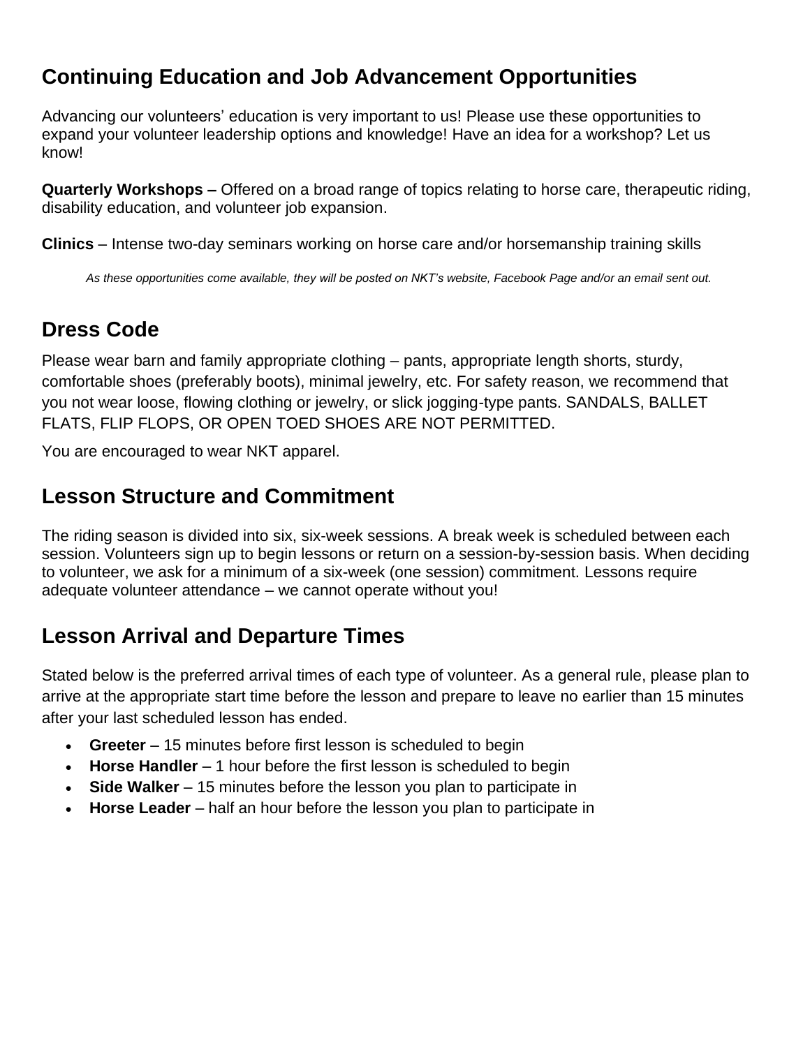## Continuing Education and Job Advancement Opportunities

Advancing our volunteers' education is very important to us! Please use these opportunities to expand your volunteer leadership options and knowledge! Have an idea for a workshop? Let us know!

**Quarterly Workshops –** Offered on a broad range of topics relating to horse care, therapeutic riding, disability education, and volunteer job expansion.

**Clinics** – Intense two-day seminars working on horse care and/or horsemanship training skills

*As these opportunities come available, they will be posted on NKT's website, Facebook Page and/or an email sent out.*

## Dress Code

Please wear barn and family appropriate clothing – pants, appropriate length shorts, sturdy, comfortable shoes (preferably boots), minimal jewelry, etc. For safety reason, we recommend that you not wear loose, flowing clothing or jewelry, or slick jogging-type pants. SANDALS, BALLET FLATS, FLIP FLOPS, OR OPEN TOED SHOES ARE NOT PERMITTED.

You are encouraged to wear NKT apparel.

## Lesson Structure and Commitment

The riding season is divided into six, six-week sessions. A break week is scheduled between each session. Volunteers sign up to begin lessons or return on a session-by-session basis. When deciding to volunteer, we ask for a minimum of a six-week (one session) commitment. Lessons require adequate volunteer attendance – we cannot operate without you!

## Lesson Arrival and Departure Times

Stated below is the preferred arrival times of each type of volunteer. As a general rule, please plan to arrive at the appropriate start time before the lesson and prepare to leave no earlier than 15 minutes after your last scheduled lesson has ended.

- **Greeter** – 15 minutes before first lesson is scheduled to begin
- **Horse Handler** – 1 hour before the first lesson is scheduled to begin
- **Side Walker** – 15 minutes before the lesson you plan to participate in
- **Horse Leader** – half an hour before the lesson you plan to participate in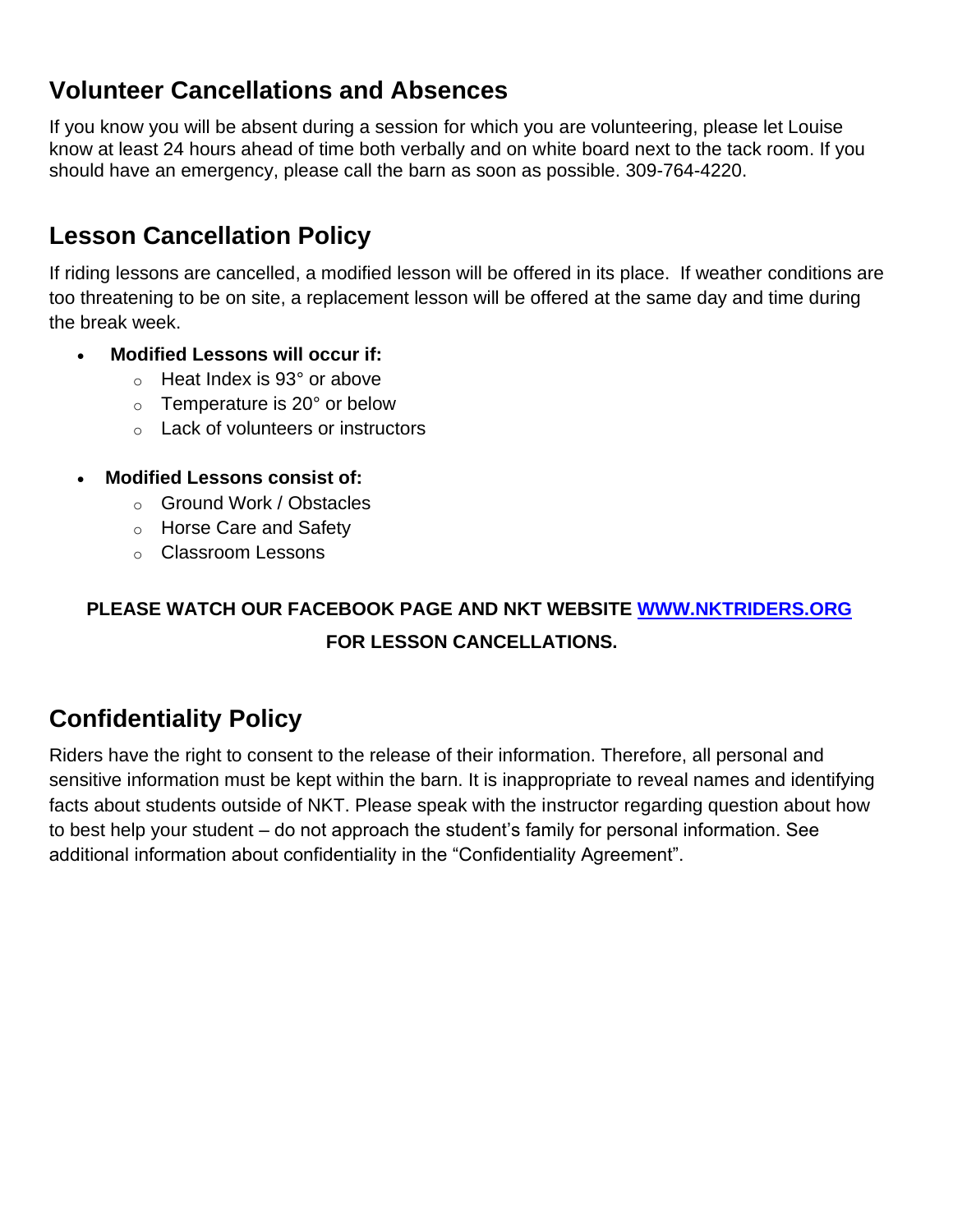## Volunteer Cancellations and Absences

If you know you will be absent during a session for which you are volunteering, please let Louise know at least 24 hours ahead of time both verbally and on white board next to the tack room. If you should have an emergency, please call the barn as soon as possible. 309-764-4220.

## Lesson Cancellation Policy

If riding lessons are cancelled, a modified lesson will be offered in its place. If weather conditions are too threatening to be on site, a replacement lesson will be offered at the same day and time during the break week.

- **Modified Lessons will occur if:**
  - Heat Index is 93° or above
  - Temperature is 20° or below
  - Lack of volunteers or instructors

- **Modified Lessons consist of:**
  - Ground Work / Obstacles
  - Horse Care and Safety
  - Classroom Lessons

**PLEASE WATCH OUR FACEBOOK PAGE AND NKT WEBSITE [WWW.NKTRIDERS.ORG](http://www.nktriders.org)**

**FOR LESSON CANCELLATIONS.**

## Confidentiality Policy

Riders have the right to consent to the release of their information. Therefore, all personal and sensitive information must be kept within the barn. It is inappropriate to reveal names and identifying facts about students outside of NKT. Please speak with the instructor regarding question about how to best help your student – do not approach the student's family for personal information. See additional information about confidentiality in the "Confidentiality Agreement".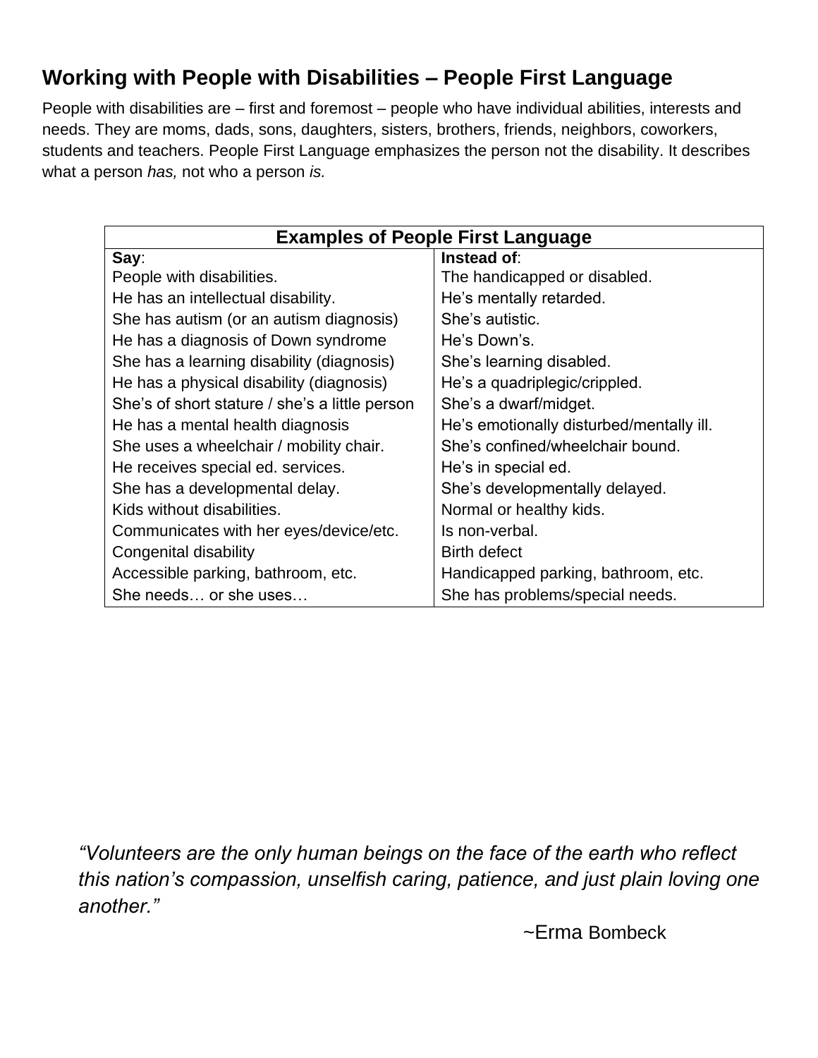## Working with People with Disabilities – People First Language

People with disabilities are – first and foremost – people who have individual abilities, interests and needs. They are moms, dads, sons, daughters, sisters, brothers, friends, neighbors, coworkers, students and teachers. People First Language emphasizes the person not the disability. It describes what a person *has,* not who a person *is.*

| Examples of People First Language | |
|---|---|
| **Say**: | **Instead of**: |
| People with disabilities. | The handicapped or disabled. |
| He has an intellectual disability. | He's mentally retarded. |
| She has autism (or an autism diagnosis) | She's autistic. |
| He has a diagnosis of Down syndrome | He's Down's. |
| She has a learning disability (diagnosis) | She's learning disabled. |
| He has a physical disability (diagnosis) | He's a quadriplegic/crippled. |
| She's of short stature / she's a little person | She's a dwarf/midget. |
| He has a mental health diagnosis | He's emotionally disturbed/mentally ill. |
| She uses a wheelchair / mobility chair. | She's confined/wheelchair bound. |
| He receives special ed. services. | He's in special ed. |
| She has a developmental delay. | She's developmentally delayed. |
| Kids without disabilities. | Normal or healthy kids. |
| Communicates with her eyes/device/etc. | Is non-verbal. |
| Congenital disability | Birth defect |
| Accessible parking, bathroom, etc. | Handicapped parking, bathroom, etc. |
| She needs… or she uses… | She has problems/special needs. |

*"Volunteers are the only human beings on the face of the earth who reflect this nation's compassion, unselfish caring, patience, and just plain loving one another."*

~Erma Bombeck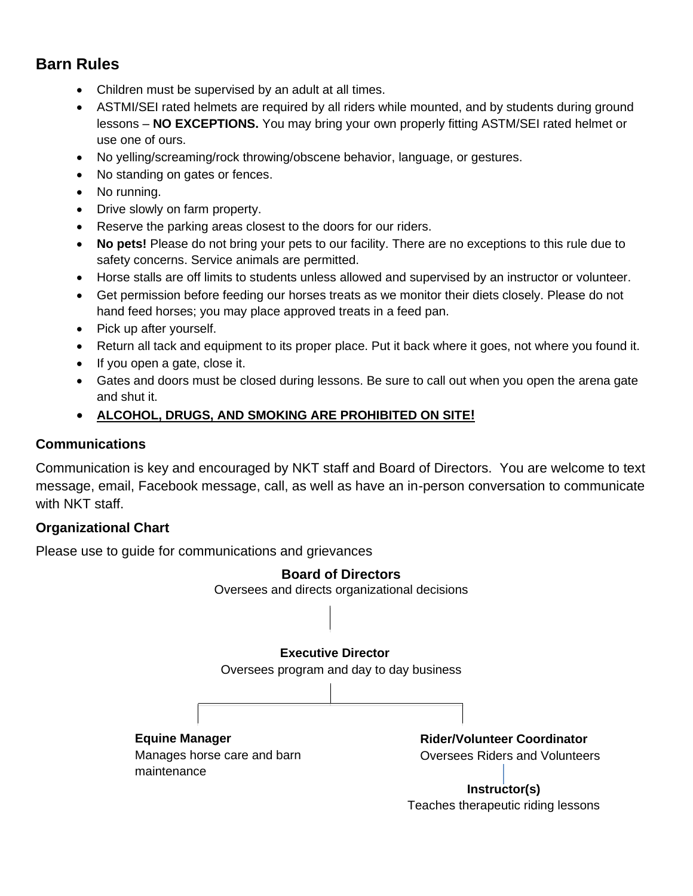## Barn Rules

- Children must be supervised by an adult at all times.
- ASTMI/SEI rated helmets are required by all riders while mounted, and by students during ground lessons – **NO EXCEPTIONS.** You may bring your own properly fitting ASTM/SEI rated helmet or use one of ours.
- No yelling/screaming/rock throwing/obscene behavior, language, or gestures.
- No standing on gates or fences.
- No running.
- Drive slowly on farm property.
- Reserve the parking areas closest to the doors for our riders.
- **No pets!** Please do not bring your pets to our facility. There are no exceptions to this rule due to safety concerns. Service animals are permitted.
- Horse stalls are off limits to students unless allowed and supervised by an instructor or volunteer.
- Get permission before feeding our horses treats as we monitor their diets closely. Please do not hand feed horses; you may place approved treats in a feed pan.
- Pick up after yourself.
- Return all tack and equipment to its proper place. Put it back where it goes, not where you found it.
- If you open a gate, close it.
- Gates and doors must be closed during lessons. Be sure to call out when you open the arena gate and shut it.
- **ALCOHOL, DRUGS, AND SMOKING ARE PROHIBITED ON SITE!**

### Communications

Communication is key and encouraged by NKT staff and Board of Directors. You are welcome to text message, email, Facebook message, call, as well as have an in-person conversation to communicate with NKT staff.

### Organizational Chart

Please use to guide for communications and grievances

**Board of Directors**
Oversees and directs organizational decisions

**Executive Director**
Oversees program and day to day business

**Equine Manager**
Manages horse care and barn maintenance

**Rider/Volunteer Coordinator**
Oversees Riders and Volunteers

**Instructor(s)**
Teaches therapeutic riding lessons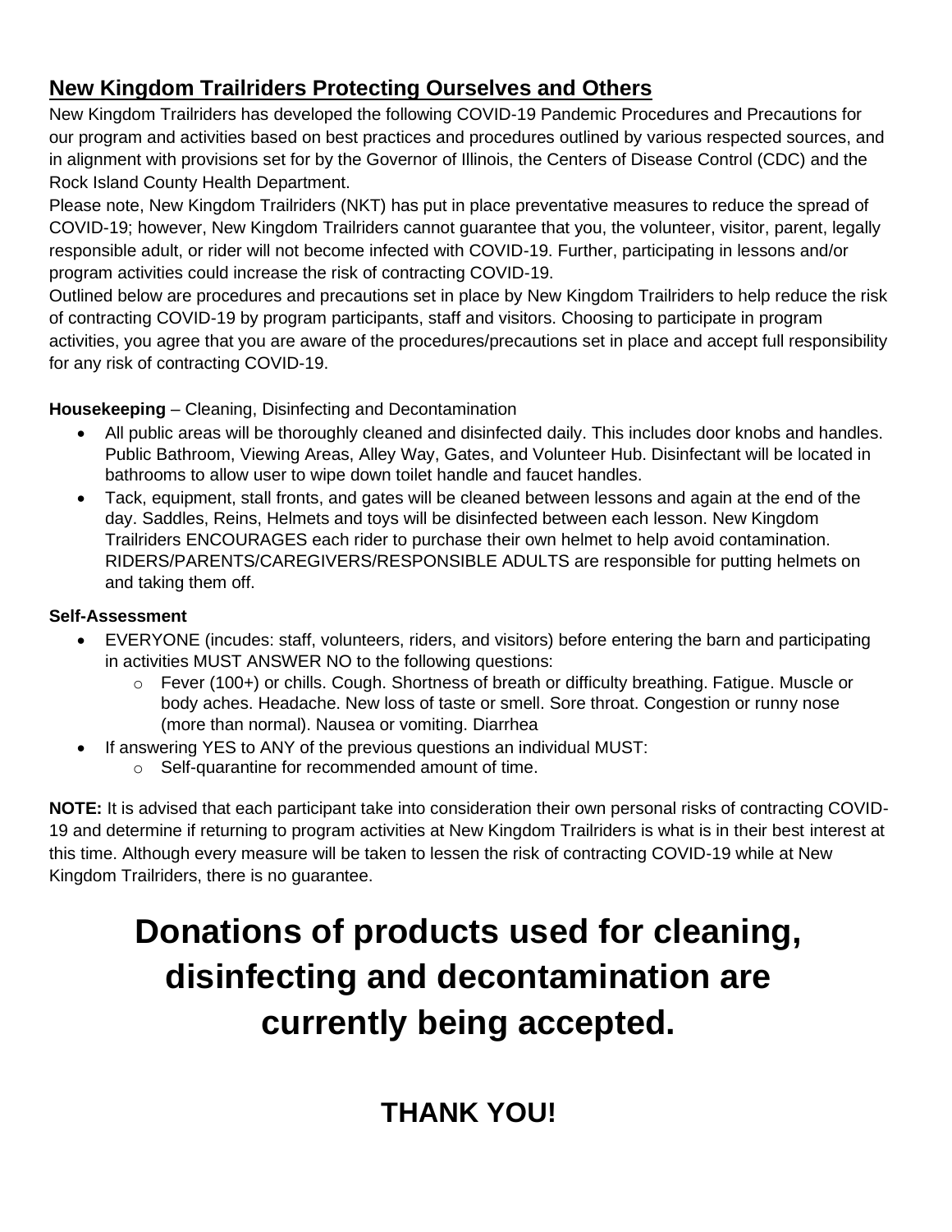## New Kingdom Trailriders Protecting Ourselves and Others

New Kingdom Trailriders has developed the following COVID-19 Pandemic Procedures and Precautions for our program and activities based on best practices and procedures outlined by various respected sources, and in alignment with provisions set for by the Governor of Illinois, the Centers of Disease Control (CDC) and the Rock Island County Health Department.

Please note, New Kingdom Trailriders (NKT) has put in place preventative measures to reduce the spread of COVID-19; however, New Kingdom Trailriders cannot guarantee that you, the volunteer, visitor, parent, legally responsible adult, or rider will not become infected with COVID-19. Further, participating in lessons and/or program activities could increase the risk of contracting COVID-19.

Outlined below are procedures and precautions set in place by New Kingdom Trailriders to help reduce the risk of contracting COVID-19 by program participants, staff and visitors. Choosing to participate in program activities, you agree that you are aware of the procedures/precautions set in place and accept full responsibility for any risk of contracting COVID-19.

**Housekeeping** – Cleaning, Disinfecting and Decontamination

- All public areas will be thoroughly cleaned and disinfected daily. This includes door knobs and handles. Public Bathroom, Viewing Areas, Alley Way, Gates, and Volunteer Hub. Disinfectant will be located in bathrooms to allow user to wipe down toilet handle and faucet handles.
- Tack, equipment, stall fronts, and gates will be cleaned between lessons and again at the end of the day. Saddles, Reins, Helmets and toys will be disinfected between each lesson. New Kingdom Trailriders ENCOURAGES each rider to purchase their own helmet to help avoid contamination. RIDERS/PARENTS/CAREGIVERS/RESPONSIBLE ADULTS are responsible for putting helmets on and taking them off.

**Self-Assessment**

- EVERYONE (incudes: staff, volunteers, riders, and visitors) before entering the barn and participating in activities MUST ANSWER NO to the following questions:
  - Fever (100+) or chills. Cough. Shortness of breath or difficulty breathing. Fatigue. Muscle or body aches. Headache. New loss of taste or smell. Sore throat. Congestion or runny nose (more than normal). Nausea or vomiting. Diarrhea
- If answering YES to ANY of the previous questions an individual MUST:
  - Self-quarantine for recommended amount of time.

**NOTE:** It is advised that each participant take into consideration their own personal risks of contracting COVID-19 and determine if returning to program activities at New Kingdom Trailriders is what is in their best interest at this time. Although every measure will be taken to lessen the risk of contracting COVID-19 while at New Kingdom Trailriders, there is no guarantee.

# Donations of products used for cleaning, disinfecting and decontamination are currently being accepted.

## THANK YOU!